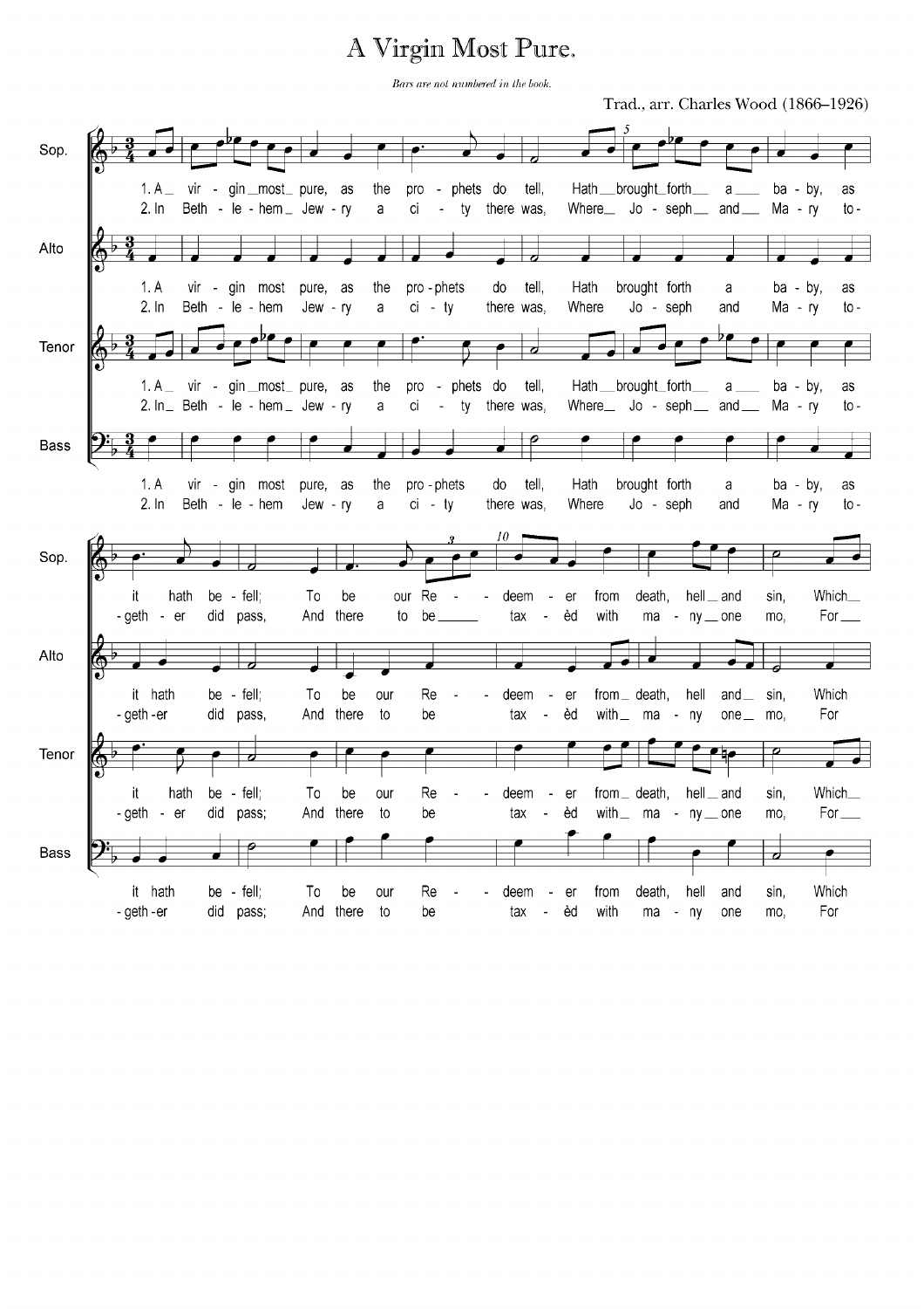# A Virgin Most Pure.

*Bars are not numbered in the book.*

Trad., arr. Charles Wood (1866–1926)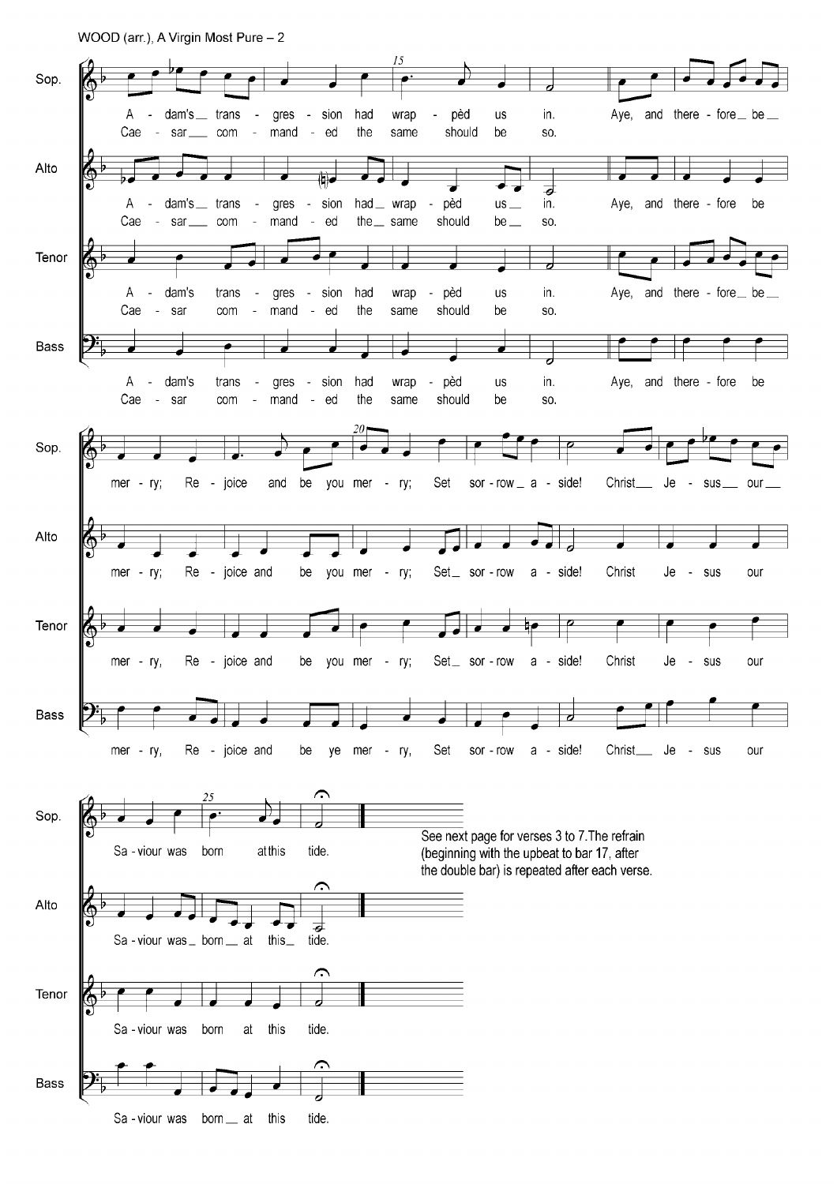See next page for verses 3 to 7. The refrain (beginning with the upbeat to bar 17, after the double bar) is repeated after each verse.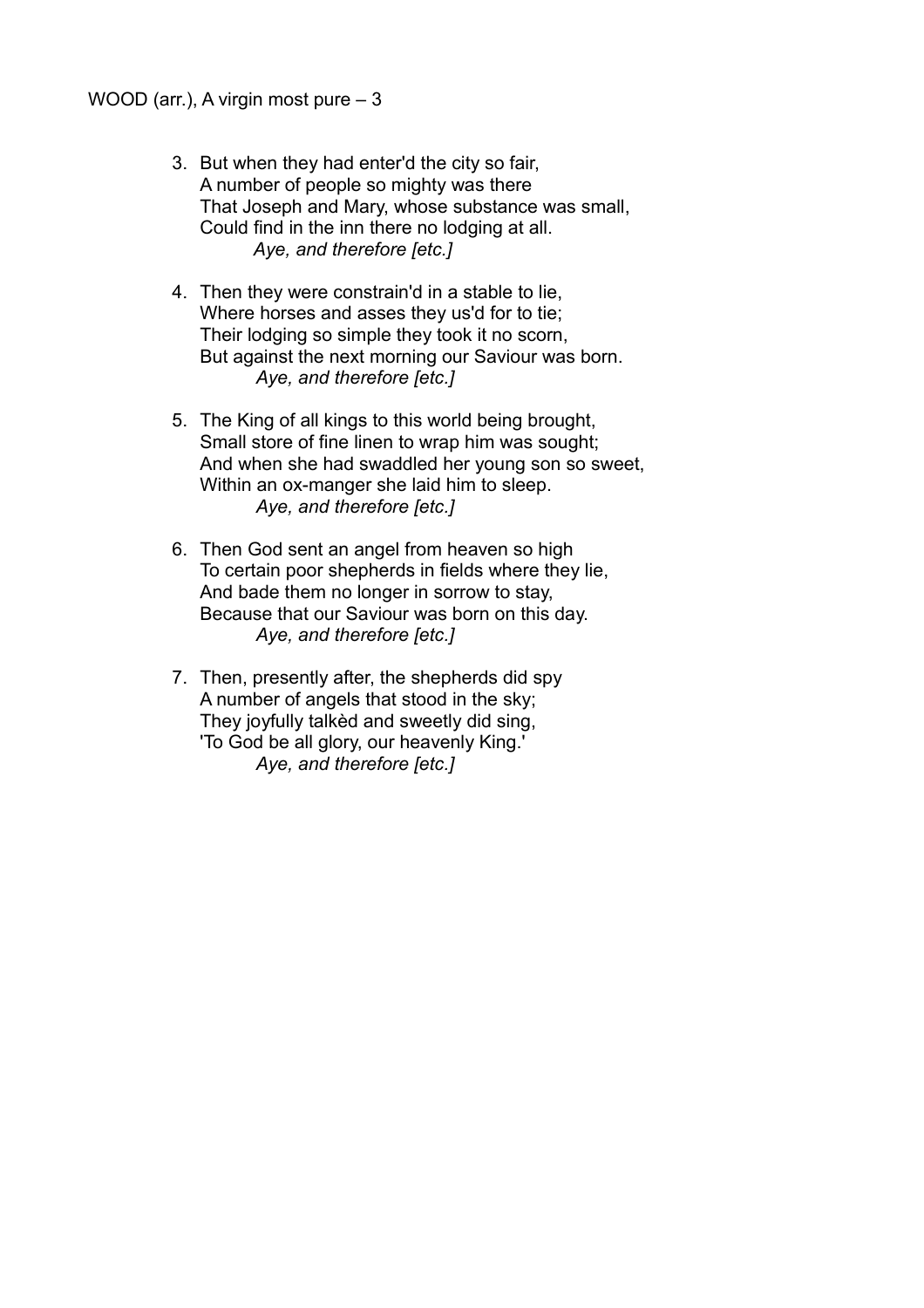3. But when they had enter'd the city so fair,
   A number of people so mighty was there
   That Joseph and Mary, whose substance was small,
   Could find in the inn there no lodging at all.
   *Aye, and therefore [etc.]*

4. Then they were constrain'd in a stable to lie,
   Where horses and asses they us'd for to tie;
   Their lodging so simple they took it no scorn,
   But against the next morning our Saviour was born.
   *Aye, and therefore [etc.]*

5. The King of all kings to this world being brought,
   Small store of fine linen to wrap him was sought;
   And when she had swaddled her young son so sweet,
   Within an ox-manger she laid him to sleep.
   *Aye, and therefore [etc.]*

6. Then God sent an angel from heaven so high
   To certain poor shepherds in fields where they lie,
   And bade them no longer in sorrow to stay,
   Because that our Saviour was born on this day.
   *Aye, and therefore [etc.]*

7. Then, presently after, the shepherds did spy
   A number of angels that stood in the sky;
   They joyfully talkèd and sweetly did sing,
   'To God be all glory, our heavenly King.'
   *Aye, and therefore [etc.]*